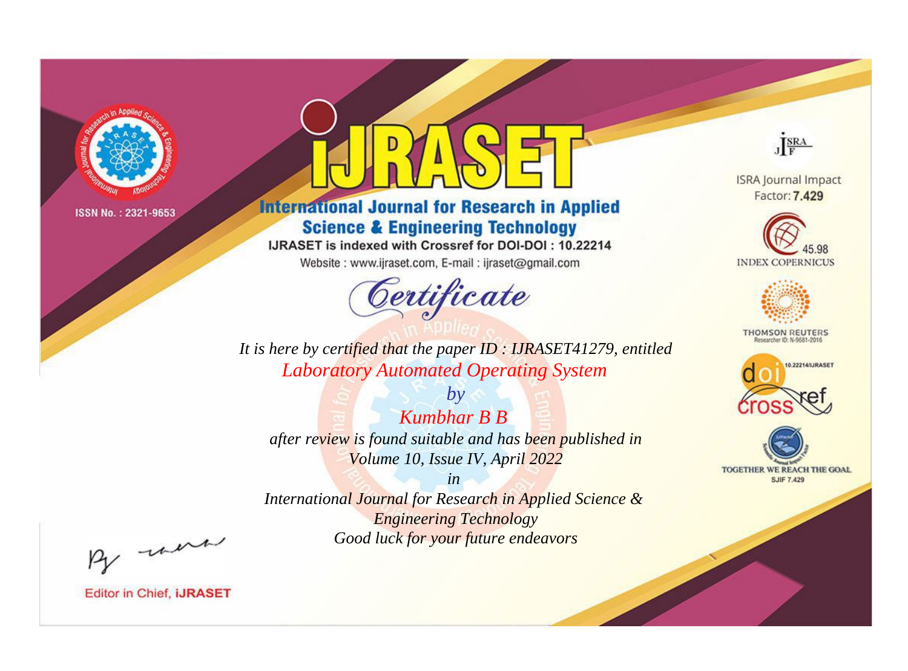ISSN No. : 2321-9653

# IJRASET

## International Journal for Research in Applied Science & Engineering Technology

IJRASET is indexed with Crossref for DOI-DOI : 10.22214

Website : www.ijraset.com, E-mail : ijraset@gmail.com

ISRA Journal Impact Factor: **7.429**

45.98 INDEX COPERNICUS

THOMSON REUTERS Researcher ID: N-9681-2016

10.22214/IJRASET

TOGETHER WE REACH THE GOAL SJIF 7.429

# *Certificate*

*It is here by certified that the paper ID : IJRASET41279, entitled*

*Laboratory Automated Operating System*

*by*

*Kumbhar B B*

*after review is found suitable and has been published in*

*Volume 10, Issue IV, April 2022*

*in*

*International Journal for Research in Applied Science & Engineering Technology*

*Good luck for your future endeavors*

Editor in Chief, **iJRASET**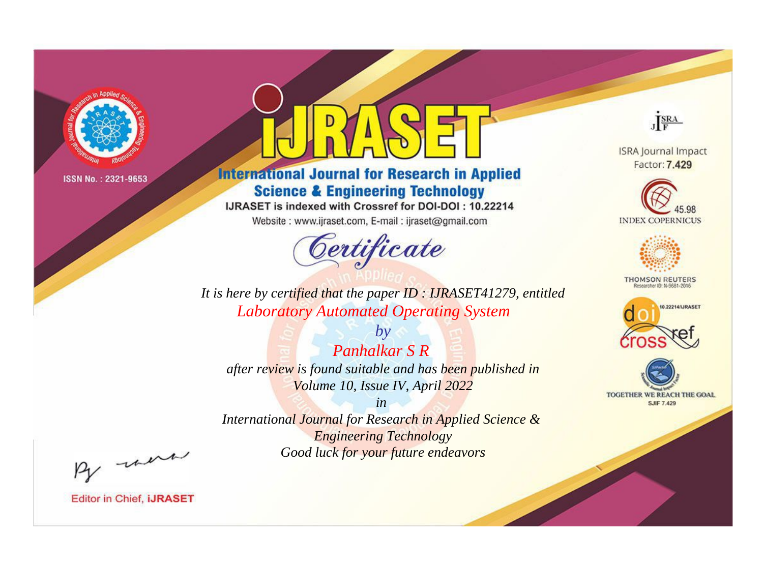ISSN No. : 2321-9653

# iJRASET

## International Journal for Research in Applied Science & Engineering Technology

IJRASET is indexed with Crossref for DOI-DOI : 10.22214

Website : www.ijraset.com, E-mail : ijraset@gmail.com

## Certificate

*It is here by certified that the paper ID : IJRASET41279, entitled*

*Laboratory Automated Operating System*

*by*

*Panhalkar S R*

*after review is found suitable and has been published in*

*Volume 10, Issue IV, April 2022*

*in*

*International Journal for Research in Applied Science & Engineering Technology*

*Good luck for your future endeavors*

ISRA Journal Impact Factor: **7.429**

45.98 INDEX COPERNICUS

THOMSON REUTERS Researcher ID: N-9681-2016

10.22214/IJRASET

TOGETHER WE REACH THE GOAL SJIF 7.429

Editor in Chief, **iJRASET**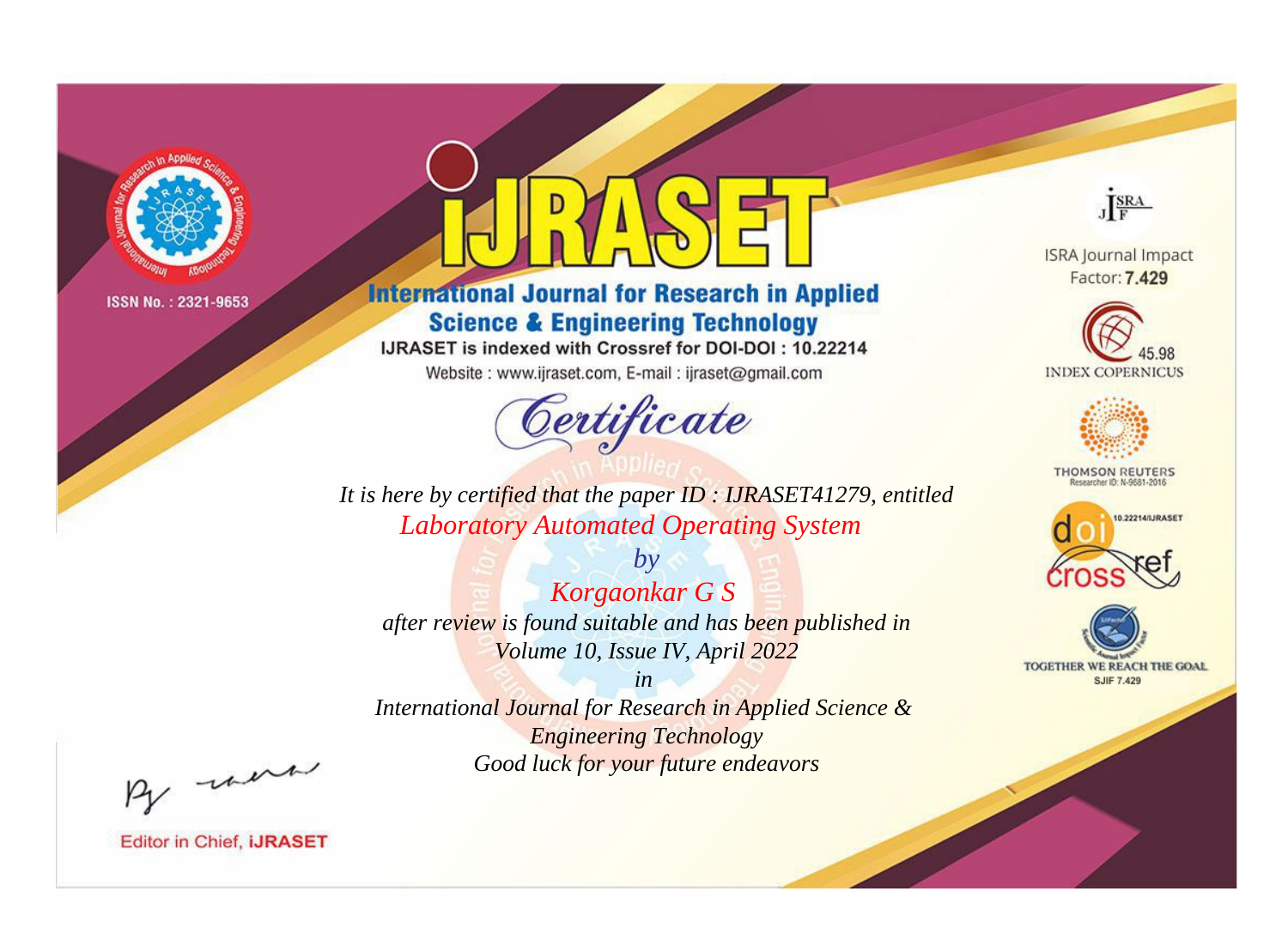ISSN No. : 2321-9653

# iJRASET

## International Journal for Research in Applied Science & Engineering Technology

IJRASET is indexed with Crossref for DOI-DOI : 10.22214

Website : www.ijraset.com, E-mail : ijraset@gmail.com

ISRA Journal Impact Factor: **7.429**

45.98 INDEX COPERNICUS

THOMSON REUTERS Researcher ID: N-9681-2016

10.22214/IJRASET

TOGETHER WE REACH THE GOAL SJIF 7.429

*Certificate*

*It is here by certified that the paper ID : IJRASET41279, entitled*

*Laboratory Automated Operating System*

*by*

*Korgaonkar G S*

*after review is found suitable and has been published in*

*Volume 10, Issue IV, April 2022*

*in*

*International Journal for Research in Applied Science & Engineering Technology*

*Good luck for your future endeavors*

Editor in Chief, **iJRASET**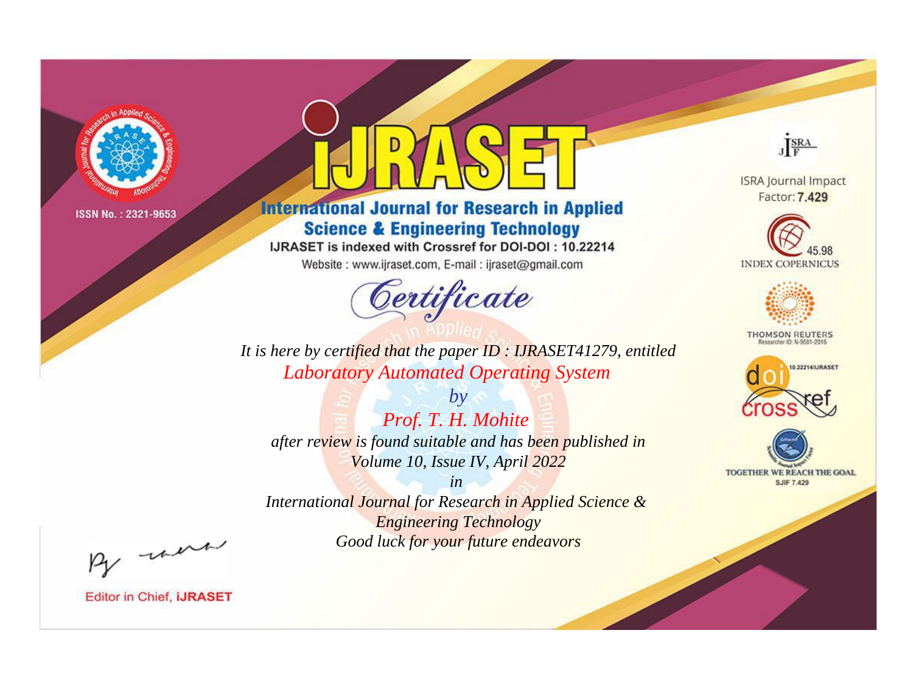ISSN No. : 2321-9653

# iJRASET

## International Journal for Research in Applied Science & Engineering Technology

IJRASET is indexed with Crossref for DOI-DOI : 10.22214

Website : www.ijraset.com, E-mail : ijraset@gmail.com

# Certificate

*It is here by certified that the paper ID : IJRASET41279, entitled*

*Laboratory Automated Operating System*

*by*

*Prof. T. H. Mohite*

*after review is found suitable and has been published in*

*Volume 10, Issue IV, April 2022*

*in*

*International Journal for Research in Applied Science & Engineering Technology*

*Good luck for your future endeavors*

ISRA Journal Impact Factor: **7.429**

45.98 INDEX COPERNICUS

THOMSON REUTERS Researcher ID: N-9681-2016

10.22214/IJRASET

TOGETHER WE REACH THE GOAL SJIF 7.429

Editor in Chief, **iJRASET**